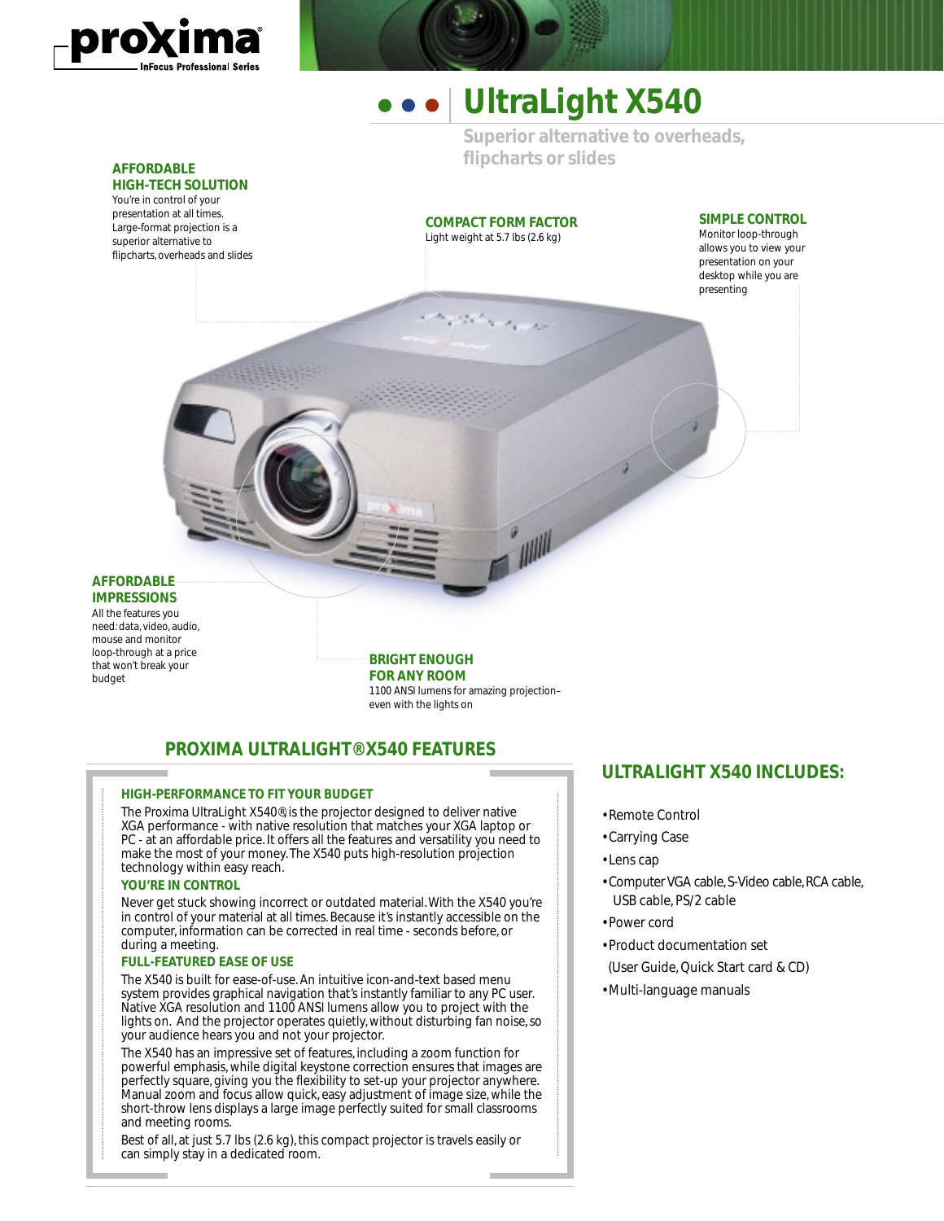proxima
InFocus Professional Series

# UltraLight X540

## Superior alternative to overheads, flipcharts or slides

**AFFORDABLE HIGH-TECH SOLUTION**
You're in control of your presentation at all times. Large-format projection is a superior alternative to flipcharts, overheads and slides

**COMPACT FORM FACTOR**
Light weight at 5.7 lbs (2.6 kg)

**SIMPLE CONTROL**
Monitor loop-through allows you to view your presentation on your desktop while you are presenting

**AFFORDABLE IMPRESSIONS**
All the features you need: data, video, audio, mouse and monitor loop-through at a price that won't break your budget

**BRIGHT ENOUGH FOR ANY ROOM**
1100 ANSI lumens for amazing projection– even with the lights on

## PROXIMA ULTRALIGHT®X540 FEATURES

### HIGH-PERFORMANCE TO FIT YOUR BUDGET

The Proxima UltraLight X540® is the projector designed to deliver native XGA performance - with native resolution that matches your XGA laptop or PC - at an affordable price. It offers all the features and versatility you need to make the most of your money. The X540 puts high-resolution projection technology within easy reach.

### YOU'RE IN CONTROL

Never get stuck showing incorrect or outdated material. With the X540 you're in control of your material at all times. Because it's instantly accessible on the computer, information can be corrected in real time - seconds before, or during a meeting.

### FULL-FEATURED EASE OF USE

The X540 is built for ease-of-use. An intuitive icon-and-text based menu system provides graphical navigation that's instantly familiar to any PC user. Native XGA resolution and 1100 ANSI lumens allow you to project with the lights on. And the projector operates quietly, without disturbing fan noise, so your audience hears you and not your projector.

The X540 has an impressive set of features, including a zoom function for powerful emphasis, while digital keystone correction ensures that images are perfectly square, giving you the flexibility to set-up your projector anywhere. Manual zoom and focus allow quick, easy adjustment of image size, while the short-throw lens displays a large image perfectly suited for small classrooms and meeting rooms.

Best of all, at just 5.7 lbs (2.6 kg), this compact projector is travels easily or can simply stay in a dedicated room.

## ULTRALIGHT X540 INCLUDES:

- Remote Control
- Carrying Case
- Lens cap
- Computer VGA cable, S-Video cable, RCA cable, USB cable, PS/2 cable
- Power cord
- Product documentation set (User Guide, Quick Start card & CD)
- Multi-language manuals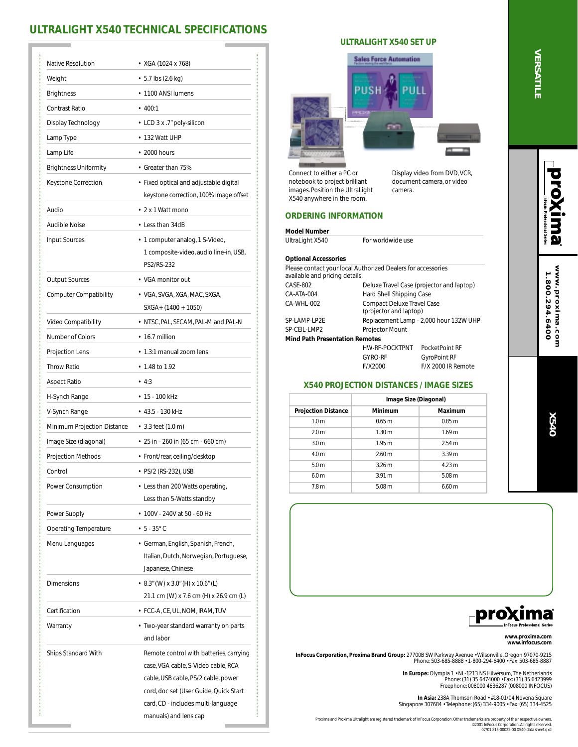## ULTRALIGHT X540 TECHNICAL SPECIFICATIONS

| | |
|---|---|
| Native Resolution | • XGA (1024 x 768) |
| Weight | • 5.7 lbs (2.6 kg) |
| Brightness | • 1100 ANSI lumens |
| Contrast Ratio | • 400:1 |
| Display Technology | • LCD 3 x .7" poly-silicon |
| Lamp Type | • 132 Watt UHP |
| Lamp Life | • 2000 hours |
| Brightness Uniformity | • Greater than 75% |
| Keystone Correction | • Fixed optical and adjustable digital keystone correction, 100% Image offset |
| Audio | • 2 x 1 Watt mono |
| Audible Noise | • Less than 34dB |
| Input Sources | • 1 computer analog, 1 S-Video, 1 composite-video, audio line-in, USB, PS2/RS-232 |
| Output Sources | • VGA monitor out |
| Computer Compatibility | • VGA, SVGA, XGA, MAC, SXGA, SXGA+ (1400 + 1050) |
| Video Compatibility | • NTSC, PAL, SECAM, PAL-M and PAL-N |
| Number of Colors | • 16.7 million |
| Projection Lens | • 1.3:1 manual zoom lens |
| Throw Ratio | • 1.48 to 1.92 |
| Aspect Ratio | • 4:3 |
| H-Synch Range | • 15 - 100 kHz |
| V-Synch Range | • 43.5 - 130 kHz |
| Minimum Projection Distance | • 3.3 feet (1.0 m) |
| Image Size (diagonal) | • 25 in - 260 in (65 cm - 660 cm) |
| Projection Methods | • Front/rear, ceiling/desktop |
| Control | • PS/2 (RS-232), USB |
| Power Consumption | • Less than 200 Watts operating, Less than 5-Watts standby |
| Power Supply | • 100V - 240V at 50 - 60 Hz |
| Operating Temperature | • 5 - 35° C |
| Menu Languages | • German, English, Spanish, French, Italian, Dutch, Norwegian, Portuguese, Japanese, Chinese |
| Dimensions | • 8.3" (W) x 3.0" (H) x 10.6" (L) 21.1 cm (W) x 7.6 cm (H) x 26.9 cm (L) |
| Certification | • FCC-A, CE, UL, NOM, IRAM, TUV |
| Warranty | • Two-year standard warranty on parts and labor |
| Ships Standard With | Remote control with batteries, carrying case, VGA cable, S-Video cable, RCA cable, USB cable, PS/2 cable, power cord, doc set (User Guide, Quick Start card, CD - includes multi-language manuals) and lens cap |

## ULTRALIGHT X540 SET UP

Connect to either a PC or notebook to project brilliant images. Position the UltraLight X540 anywhere in the room.

Display video from DVD, VCR, document camera, or video camera.

## ORDERING INFORMATION

**Model Number**

| | |
|---|---|
| UltraLight X540 | For worldwide use |

**Optional Accessories**

Please contact your local Authorized Dealers for accessories available and pricing details.

| | |
|---|---|
| CASE-802 | Deluxe Travel Case (projector and laptop) |
| CA-ATA-004 | Hard Shell Shipping Case |
| CA-WHL-002 | Compact Deluxe Travel Case (projector and laptop) |
| SP-LAMP-LP2E | Replacement Lamp - 2,000 hour 132W UHP |
| SP-CEIL-LMP2 | Projector Mount |

**Mind Path Presentation Remotes**

| | |
|---|---|
| HW-RF-POCKTPNT | PocketPoint RF |
| GYRO-RF | GyroPoint RF |
| F/X2000 | F/X 2000 IR Remote |

## X540 PROJECTION DISTANCES / IMAGE SIZES

| | Image Size (Diagonal) | |
|---|---|---|
| **Projection Distance** | **Minimum** | **Maximum** |
| 1.0 m | 0.65 m | 0.85 m |
| 2.0 m | 1.30 m | 1.69 m |
| 3.0 m | 1.95 m | 2.54 m |
| 4.0 m | 2.60 m | 3.39 m |
| 5.0 m | 3.26 m | 4.23 m |
| 6.0 m | 3.91 m | 5.08 m |
| 7.8 m | 5.08 m | 6.60 m |

VERSATILE

proxima InFocus Professional Series

www.proxima.com
1.800.294.6400

X540

proxima InFocus Professional Series

www.proxima.com
www.infocus.com

**InFocus Corporation, Proxima Brand Group:** 27700B SW Parkway Avenue • Wilsonville, Oregon 97070-9215
Phone: 503-685-8888 • 1-800-294-6400 • Fax: 503-685-8887

**In Europe:** Olympia 1 • NL-1213 NS Hilversum, The Netherlands
Phone: (31) 35 6474000 • Fax: (31) 35 6423999
Freephone: 008000 4636287 (008000 INFOCUS)

**In Asia:** 238A Thomson Road • #18-01/04 Novena Square
Singapore 307684 • Telephone: (65) 334-9005 • Fax: (65) 334-4525

Proxima and Proxima Ultralight are registered trademark of InFocus Corporation. Other trademarks are property of their respective owners.
©2001 InFocus Corporation. All rights reserved.
07/01 815-00022-00 X540 data sheet.qxd